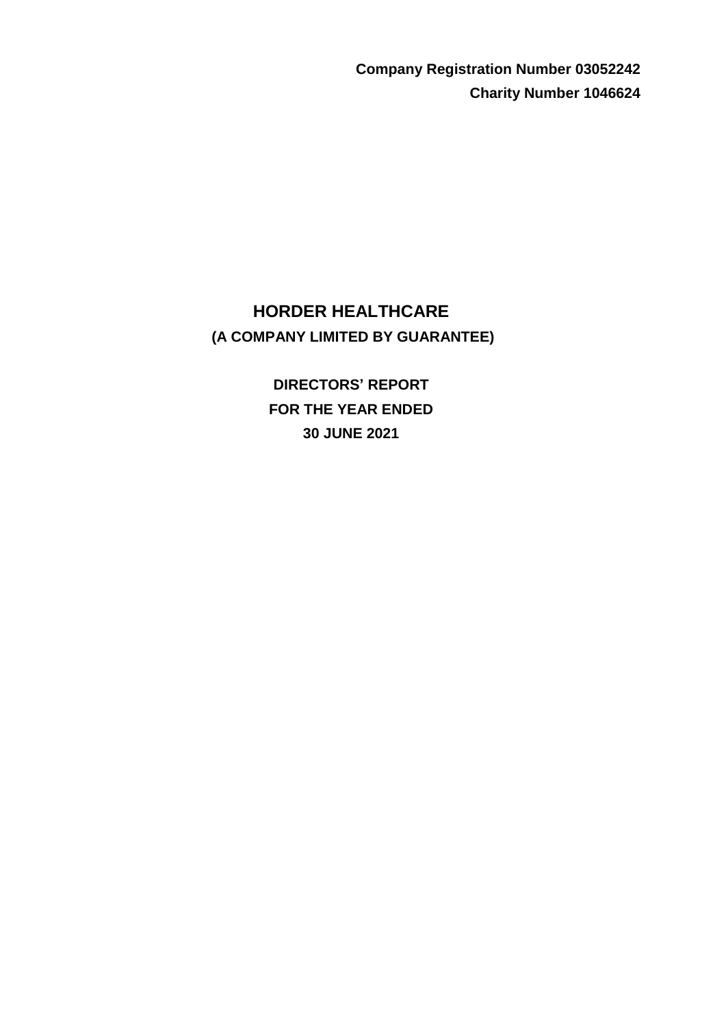**Company Registration Number 03052242**

**Charity Number 1046624**

# HORDER HEALTHCARE

## (A COMPANY LIMITED BY GUARANTEE)

## DIRECTORS' REPORT

## FOR THE YEAR ENDED

## 30 JUNE 2021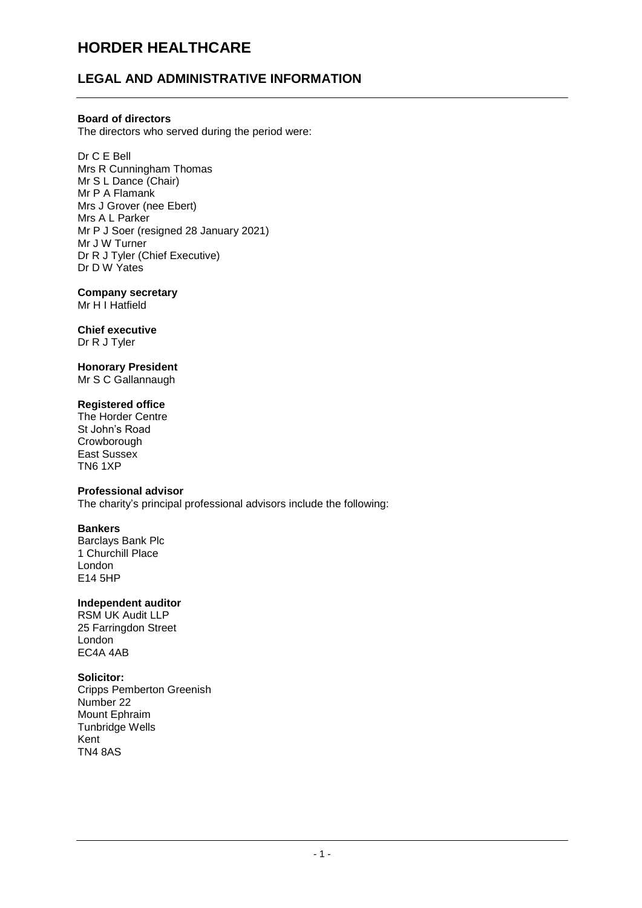# HORDER HEALTHCARE

## LEGAL AND ADMINISTRATIVE INFORMATION

**Board of directors**
The directors who served during the period were:

Dr C E Bell
Mrs R Cunningham Thomas
Mr S L Dance (Chair)
Mr P A Flamank
Mrs J Grover (nee Ebert)
Mrs A L Parker
Mr P J Soer (resigned 28 January 2021)
Mr J W Turner
Dr R J Tyler (Chief Executive)
Dr D W Yates

**Company secretary**
Mr H I Hatfield

**Chief executive**
Dr R J Tyler

**Honorary President**
Mr S C Gallannaugh

**Registered office**
The Horder Centre
St John's Road
Crowborough
East Sussex
TN6 1XP

**Professional advisor**
The charity's principal professional advisors include the following:

**Bankers**
Barclays Bank Plc
1 Churchill Place
London
E14 5HP

**Independent auditor**
RSM UK Audit LLP
25 Farringdon Street
London
EC4A 4AB

**Solicitor:**
Cripps Pemberton Greenish
Number 22
Mount Ephraim
Tunbridge Wells
Kent
TN4 8AS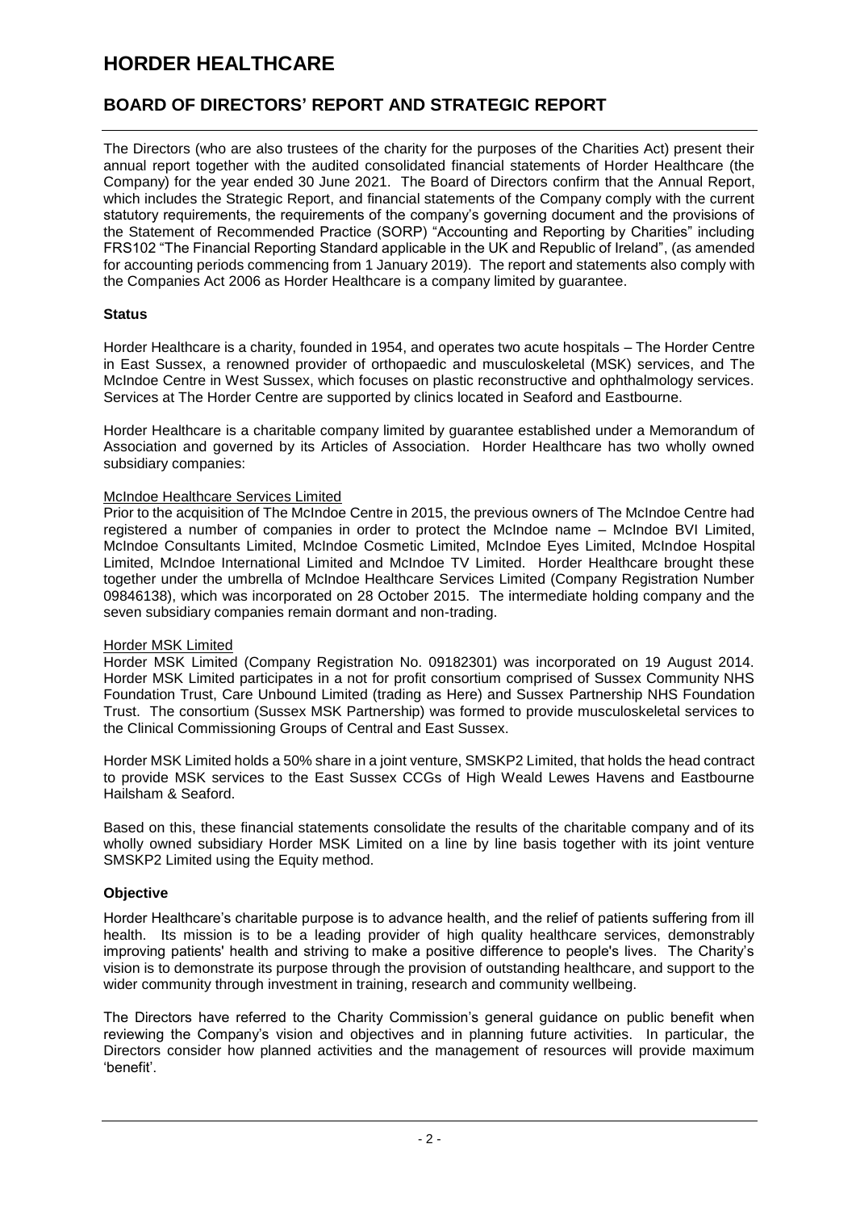# HORDER HEALTHCARE

## BOARD OF DIRECTORS' REPORT AND STRATEGIC REPORT

The Directors (who are also trustees of the charity for the purposes of the Charities Act) present their annual report together with the audited consolidated financial statements of Horder Healthcare (the Company) for the year ended 30 June 2021. The Board of Directors confirm that the Annual Report, which includes the Strategic Report, and financial statements of the Company comply with the current statutory requirements, the requirements of the company's governing document and the provisions of the Statement of Recommended Practice (SORP) "Accounting and Reporting by Charities" including FRS102 "The Financial Reporting Standard applicable in the UK and Republic of Ireland", (as amended for accounting periods commencing from 1 January 2019). The report and statements also comply with the Companies Act 2006 as Horder Healthcare is a company limited by guarantee.

### Status

Horder Healthcare is a charity, founded in 1954, and operates two acute hospitals – The Horder Centre in East Sussex, a renowned provider of orthopaedic and musculoskeletal (MSK) services, and The McIndoe Centre in West Sussex, which focuses on plastic reconstructive and ophthalmology services. Services at The Horder Centre are supported by clinics located in Seaford and Eastbourne.

Horder Healthcare is a charitable company limited by guarantee established under a Memorandum of Association and governed by its Articles of Association. Horder Healthcare has two wholly owned subsidiary companies:

McIndoe Healthcare Services Limited
Prior to the acquisition of The McIndoe Centre in 2015, the previous owners of The McIndoe Centre had registered a number of companies in order to protect the McIndoe name – McIndoe BVI Limited, McIndoe Consultants Limited, McIndoe Cosmetic Limited, McIndoe Eyes Limited, McIndoe Hospital Limited, McIndoe International Limited and McIndoe TV Limited. Horder Healthcare brought these together under the umbrella of McIndoe Healthcare Services Limited (Company Registration Number 09846138), which was incorporated on 28 October 2015. The intermediate holding company and the seven subsidiary companies remain dormant and non-trading.

Horder MSK Limited
Horder MSK Limited (Company Registration No. 09182301) was incorporated on 19 August 2014. Horder MSK Limited participates in a not for profit consortium comprised of Sussex Community NHS Foundation Trust, Care Unbound Limited (trading as Here) and Sussex Partnership NHS Foundation Trust. The consortium (Sussex MSK Partnership) was formed to provide musculoskeletal services to the Clinical Commissioning Groups of Central and East Sussex.

Horder MSK Limited holds a 50% share in a joint venture, SMSKP2 Limited, that holds the head contract to provide MSK services to the East Sussex CCGs of High Weald Lewes Havens and Eastbourne Hailsham & Seaford.

Based on this, these financial statements consolidate the results of the charitable company and of its wholly owned subsidiary Horder MSK Limited on a line by line basis together with its joint venture SMSKP2 Limited using the Equity method.

### Objective

Horder Healthcare's charitable purpose is to advance health, and the relief of patients suffering from ill health. Its mission is to be a leading provider of high quality healthcare services, demonstrably improving patients' health and striving to make a positive difference to people's lives. The Charity's vision is to demonstrate its purpose through the provision of outstanding healthcare, and support to the wider community through investment in training, research and community wellbeing.

The Directors have referred to the Charity Commission's general guidance on public benefit when reviewing the Company's vision and objectives and in planning future activities. In particular, the Directors consider how planned activities and the management of resources will provide maximum 'benefit'.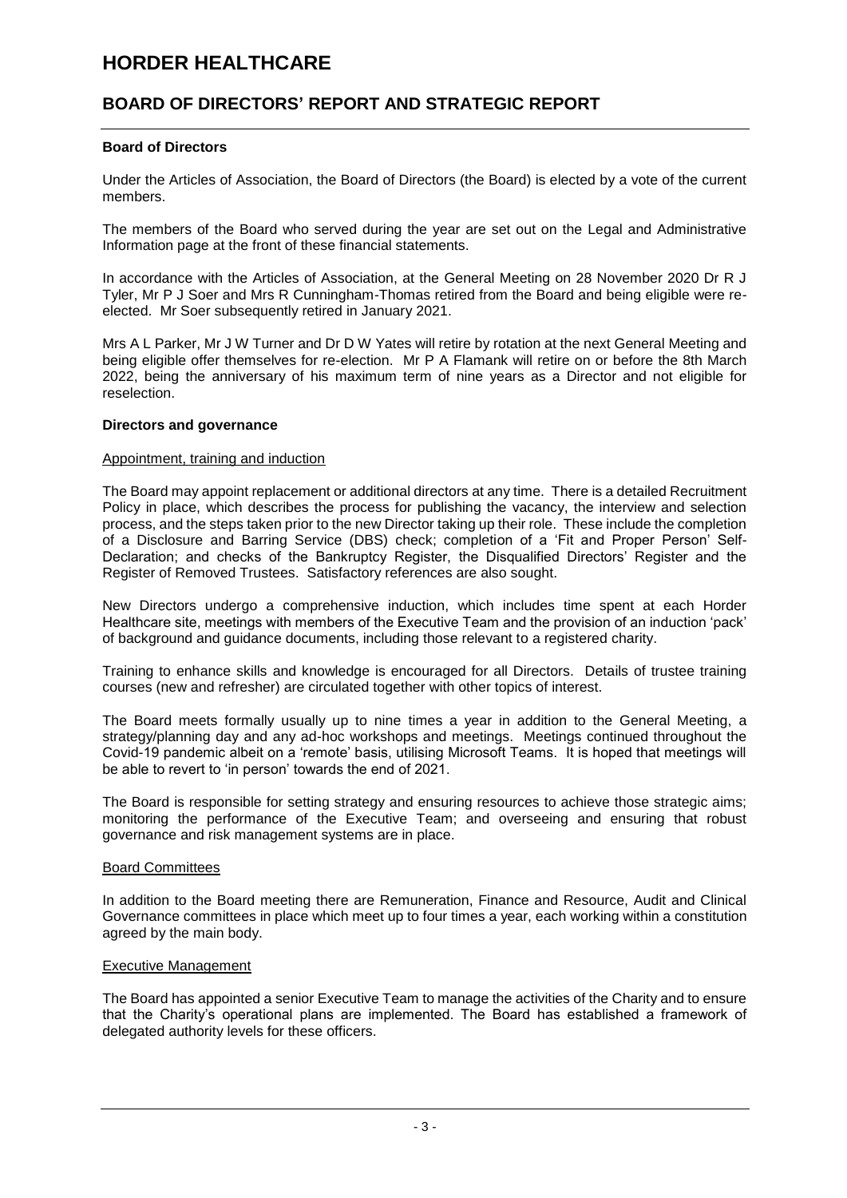# HORDER HEALTHCARE

## BOARD OF DIRECTORS' REPORT AND STRATEGIC REPORT

### Board of Directors

Under the Articles of Association, the Board of Directors (the Board) is elected by a vote of the current members.

The members of the Board who served during the year are set out on the Legal and Administrative Information page at the front of these financial statements.

In accordance with the Articles of Association, at the General Meeting on 28 November 2020 Dr R J Tyler, Mr P J Soer and Mrs R Cunningham-Thomas retired from the Board and being eligible were re-elected. Mr Soer subsequently retired in January 2021.

Mrs A L Parker, Mr J W Turner and Dr D W Yates will retire by rotation at the next General Meeting and being eligible offer themselves for re-election. Mr P A Flamank will retire on or before the 8th March 2022, being the anniversary of his maximum term of nine years as a Director and not eligible for reselection.

### Directors and governance

#### Appointment, training and induction

The Board may appoint replacement or additional directors at any time. There is a detailed Recruitment Policy in place, which describes the process for publishing the vacancy, the interview and selection process, and the steps taken prior to the new Director taking up their role. These include the completion of a Disclosure and Barring Service (DBS) check; completion of a 'Fit and Proper Person' Self-Declaration; and checks of the Bankruptcy Register, the Disqualified Directors' Register and the Register of Removed Trustees. Satisfactory references are also sought.

New Directors undergo a comprehensive induction, which includes time spent at each Horder Healthcare site, meetings with members of the Executive Team and the provision of an induction 'pack' of background and guidance documents, including those relevant to a registered charity.

Training to enhance skills and knowledge is encouraged for all Directors. Details of trustee training courses (new and refresher) are circulated together with other topics of interest.

The Board meets formally usually up to nine times a year in addition to the General Meeting, a strategy/planning day and any ad-hoc workshops and meetings. Meetings continued throughout the Covid-19 pandemic albeit on a 'remote' basis, utilising Microsoft Teams. It is hoped that meetings will be able to revert to 'in person' towards the end of 2021.

The Board is responsible for setting strategy and ensuring resources to achieve those strategic aims; monitoring the performance of the Executive Team; and overseeing and ensuring that robust governance and risk management systems are in place.

#### Board Committees

In addition to the Board meeting there are Remuneration, Finance and Resource, Audit and Clinical Governance committees in place which meet up to four times a year, each working within a constitution agreed by the main body.

#### Executive Management

The Board has appointed a senior Executive Team to manage the activities of the Charity and to ensure that the Charity's operational plans are implemented. The Board has established a framework of delegated authority levels for these officers.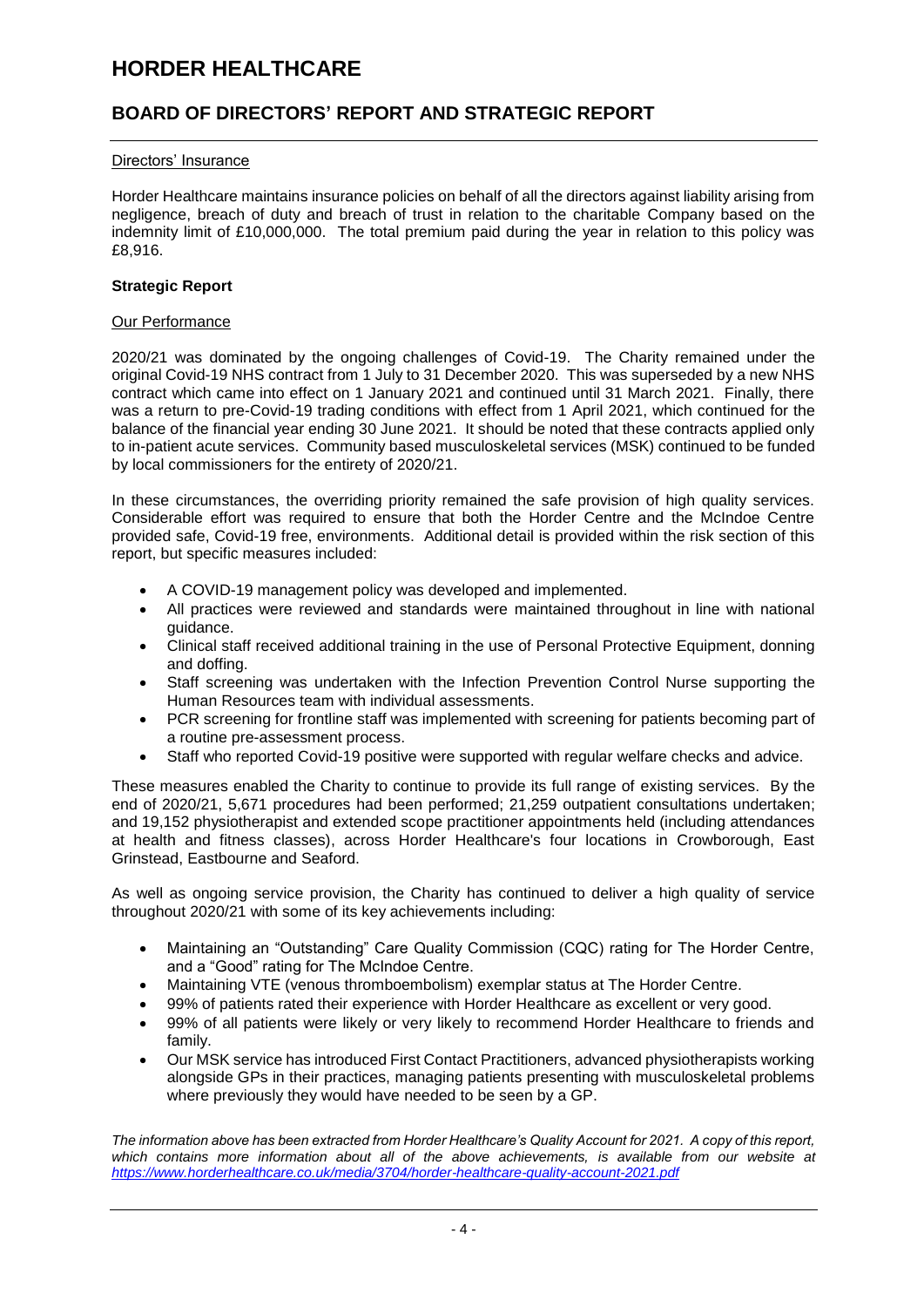#### Directors' Insurance

Horder Healthcare maintains insurance policies on behalf of all the directors against liability arising from negligence, breach of duty and breach of trust in relation to the charitable Company based on the indemnity limit of £10,000,000. The total premium paid during the year in relation to this policy was £8,916.

### Strategic Report

#### Our Performance

2020/21 was dominated by the ongoing challenges of Covid-19. The Charity remained under the original Covid-19 NHS contract from 1 July to 31 December 2020. This was superseded by a new NHS contract which came into effect on 1 January 2021 and continued until 31 March 2021. Finally, there was a return to pre-Covid-19 trading conditions with effect from 1 April 2021, which continued for the balance of the financial year ending 30 June 2021. It should be noted that these contracts applied only to in-patient acute services. Community based musculoskeletal services (MSK) continued to be funded by local commissioners for the entirety of 2020/21.

In these circumstances, the overriding priority remained the safe provision of high quality services. Considerable effort was required to ensure that both the Horder Centre and the McIndoe Centre provided safe, Covid-19 free, environments. Additional detail is provided within the risk section of this report, but specific measures included:

- A COVID-19 management policy was developed and implemented.
- All practices were reviewed and standards were maintained throughout in line with national guidance.
- Clinical staff received additional training in the use of Personal Protective Equipment, donning and doffing.
- Staff screening was undertaken with the Infection Prevention Control Nurse supporting the Human Resources team with individual assessments.
- PCR screening for frontline staff was implemented with screening for patients becoming part of a routine pre-assessment process.
- Staff who reported Covid-19 positive were supported with regular welfare checks and advice.

These measures enabled the Charity to continue to provide its full range of existing services. By the end of 2020/21, 5,671 procedures had been performed; 21,259 outpatient consultations undertaken; and 19,152 physiotherapist and extended scope practitioner appointments held (including attendances at health and fitness classes), across Horder Healthcare's four locations in Crowborough, East Grinstead, Eastbourne and Seaford.

As well as ongoing service provision, the Charity has continued to deliver a high quality of service throughout 2020/21 with some of its key achievements including:

- Maintaining an "Outstanding" Care Quality Commission (CQC) rating for The Horder Centre, and a "Good" rating for The McIndoe Centre.
- Maintaining VTE (venous thromboembolism) exemplar status at The Horder Centre.
- 99% of patients rated their experience with Horder Healthcare as excellent or very good.
- 99% of all patients were likely or very likely to recommend Horder Healthcare to friends and family.
- Our MSK service has introduced First Contact Practitioners, advanced physiotherapists working alongside GPs in their practices, managing patients presenting with musculoskeletal problems where previously they would have needed to be seen by a GP.

*The information above has been extracted from Horder Healthcare's Quality Account for 2021. A copy of this report, which contains more information about all of the above achievements, is available from our website at [https://www.horderhealthcare.co.uk/media/3704/horder-healthcare-quality-account-2021.pdf](https://www.horderhealthcare.co.uk/media/3704/horder-healthcare-quality-account-2021.pdf)*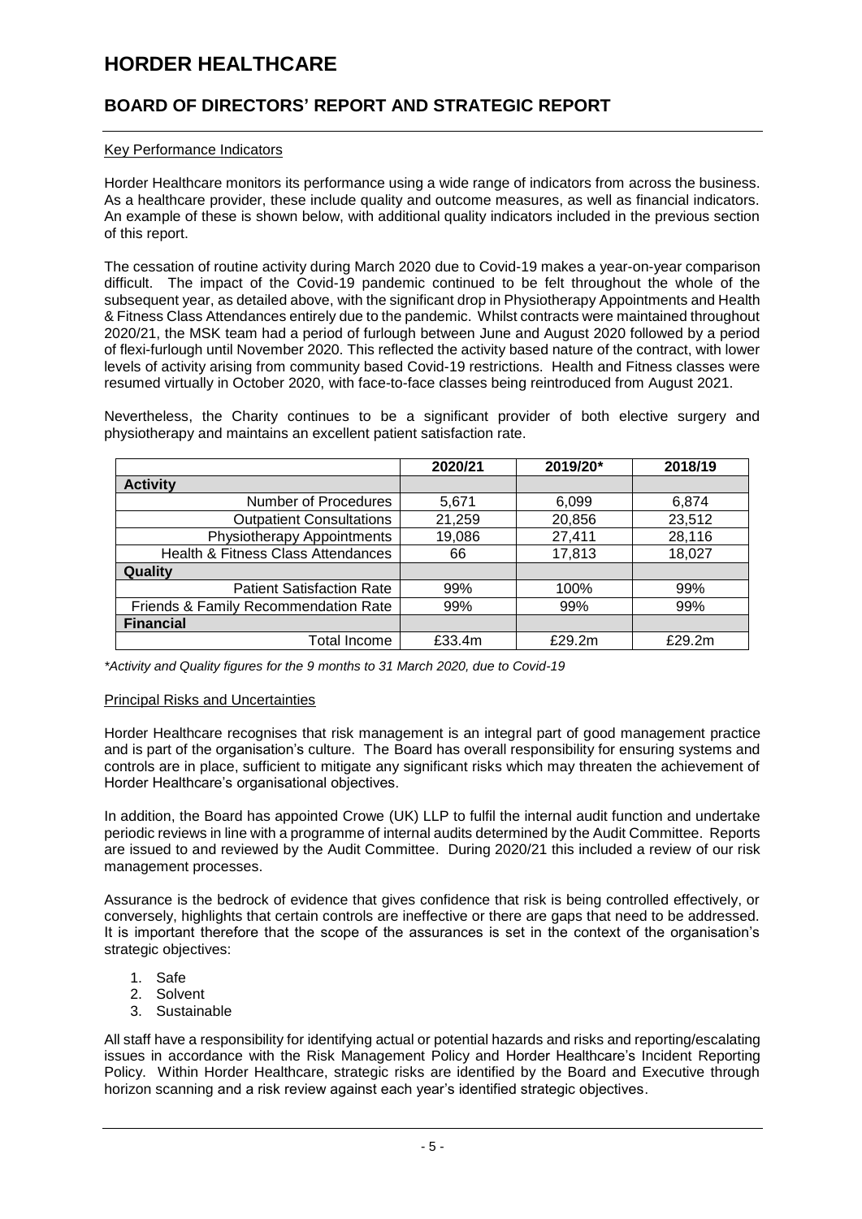# HORDER HEALTHCARE

## BOARD OF DIRECTORS' REPORT AND STRATEGIC REPORT

### Key Performance Indicators

Horder Healthcare monitors its performance using a wide range of indicators from across the business. As a healthcare provider, these include quality and outcome measures, as well as financial indicators. An example of these is shown below, with additional quality indicators included in the previous section of this report.

The cessation of routine activity during March 2020 due to Covid-19 makes a year-on-year comparison difficult. The impact of the Covid-19 pandemic continued to be felt throughout the whole of the subsequent year, as detailed above, with the significant drop in Physiotherapy Appointments and Health & Fitness Class Attendances entirely due to the pandemic. Whilst contracts were maintained throughout 2020/21, the MSK team had a period of furlough between June and August 2020 followed by a period of flexi-furlough until November 2020. This reflected the activity based nature of the contract, with lower levels of activity arising from community based Covid-19 restrictions. Health and Fitness classes were resumed virtually in October 2020, with face-to-face classes being reintroduced from August 2021.

Nevertheless, the Charity continues to be a significant provider of both elective surgery and physiotherapy and maintains an excellent patient satisfaction rate.

| | 2020/21 | 2019/20* | 2018/19 |
|---|---|---|---|
| **Activity** | | | |
| Number of Procedures | 5,671 | 6,099 | 6,874 |
| Outpatient Consultations | 21,259 | 20,856 | 23,512 |
| Physiotherapy Appointments | 19,086 | 27,411 | 28,116 |
| Health & Fitness Class Attendances | 66 | 17,813 | 18,027 |
| **Quality** | | | |
| Patient Satisfaction Rate | 99% | 100% | 99% |
| Friends & Family Recommendation Rate | 99% | 99% | 99% |
| **Financial** | | | |
| Total Income | £33.4m | £29.2m | £29.2m |

*\*Activity and Quality figures for the 9 months to 31 March 2020, due to Covid-19*

### Principal Risks and Uncertainties

Horder Healthcare recognises that risk management is an integral part of good management practice and is part of the organisation's culture. The Board has overall responsibility for ensuring systems and controls are in place, sufficient to mitigate any significant risks which may threaten the achievement of Horder Healthcare's organisational objectives.

In addition, the Board has appointed Crowe (UK) LLP to fulfil the internal audit function and undertake periodic reviews in line with a programme of internal audits determined by the Audit Committee. Reports are issued to and reviewed by the Audit Committee. During 2020/21 this included a review of our risk management processes.

Assurance is the bedrock of evidence that gives confidence that risk is being controlled effectively, or conversely, highlights that certain controls are ineffective or there are gaps that need to be addressed. It is important therefore that the scope of the assurances is set in the context of the organisation's strategic objectives:

1. Safe
2. Solvent
3. Sustainable

All staff have a responsibility for identifying actual or potential hazards and risks and reporting/escalating issues in accordance with the Risk Management Policy and Horder Healthcare's Incident Reporting Policy. Within Horder Healthcare, strategic risks are identified by the Board and Executive through horizon scanning and a risk review against each year's identified strategic objectives.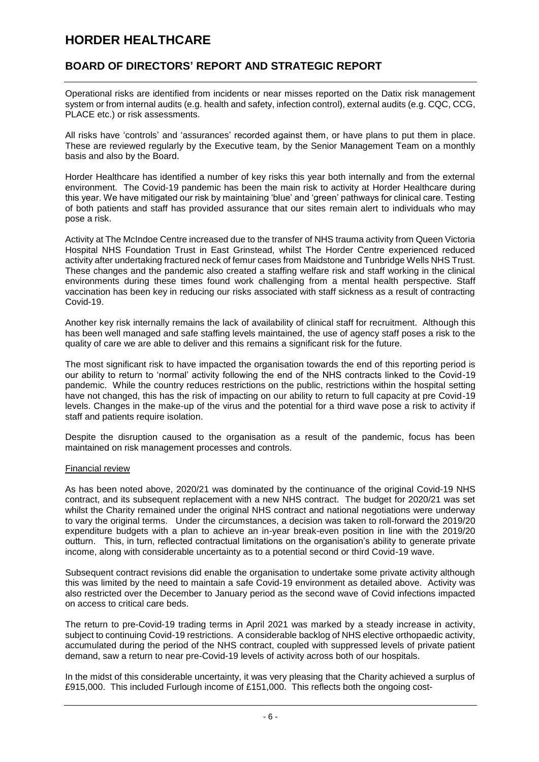Operational risks are identified from incidents or near misses reported on the Datix risk management system or from internal audits (e.g. health and safety, infection control), external audits (e.g. CQC, CCG, PLACE etc.) or risk assessments.

All risks have 'controls' and 'assurances' recorded against them, or have plans to put them in place. These are reviewed regularly by the Executive team, by the Senior Management Team on a monthly basis and also by the Board.

Horder Healthcare has identified a number of key risks this year both internally and from the external environment. The Covid-19 pandemic has been the main risk to activity at Horder Healthcare during this year. We have mitigated our risk by maintaining 'blue' and 'green' pathways for clinical care. Testing of both patients and staff has provided assurance that our sites remain alert to individuals who may pose a risk.

Activity at The McIndoe Centre increased due to the transfer of NHS trauma activity from Queen Victoria Hospital NHS Foundation Trust in East Grinstead, whilst The Horder Centre experienced reduced activity after undertaking fractured neck of femur cases from Maidstone and Tunbridge Wells NHS Trust. These changes and the pandemic also created a staffing welfare risk and staff working in the clinical environments during these times found work challenging from a mental health perspective. Staff vaccination has been key in reducing our risks associated with staff sickness as a result of contracting Covid-19.

Another key risk internally remains the lack of availability of clinical staff for recruitment. Although this has been well managed and safe staffing levels maintained, the use of agency staff poses a risk to the quality of care we are able to deliver and this remains a significant risk for the future.

The most significant risk to have impacted the organisation towards the end of this reporting period is our ability to return to 'normal' activity following the end of the NHS contracts linked to the Covid-19 pandemic. While the country reduces restrictions on the public, restrictions within the hospital setting have not changed, this has the risk of impacting on our ability to return to full capacity at pre Covid-19 levels. Changes in the make-up of the virus and the potential for a third wave pose a risk to activity if staff and patients require isolation.

Despite the disruption caused to the organisation as a result of the pandemic, focus has been maintained on risk management processes and controls.

Financial review

As has been noted above, 2020/21 was dominated by the continuance of the original Covid-19 NHS contract, and its subsequent replacement with a new NHS contract. The budget for 2020/21 was set whilst the Charity remained under the original NHS contract and national negotiations were underway to vary the original terms. Under the circumstances, a decision was taken to roll-forward the 2019/20 expenditure budgets with a plan to achieve an in-year break-even position in line with the 2019/20 outturn. This, in turn, reflected contractual limitations on the organisation's ability to generate private income, along with considerable uncertainty as to a potential second or third Covid-19 wave.

Subsequent contract revisions did enable the organisation to undertake some private activity although this was limited by the need to maintain a safe Covid-19 environment as detailed above. Activity was also restricted over the December to January period as the second wave of Covid infections impacted on access to critical care beds.

The return to pre-Covid-19 trading terms in April 2021 was marked by a steady increase in activity, subject to continuing Covid-19 restrictions. A considerable backlog of NHS elective orthopaedic activity, accumulated during the period of the NHS contract, coupled with suppressed levels of private patient demand, saw a return to near pre-Covid-19 levels of activity across both of our hospitals.

In the midst of this considerable uncertainty, it was very pleasing that the Charity achieved a surplus of £915,000. This included Furlough income of £151,000. This reflects both the ongoing cost-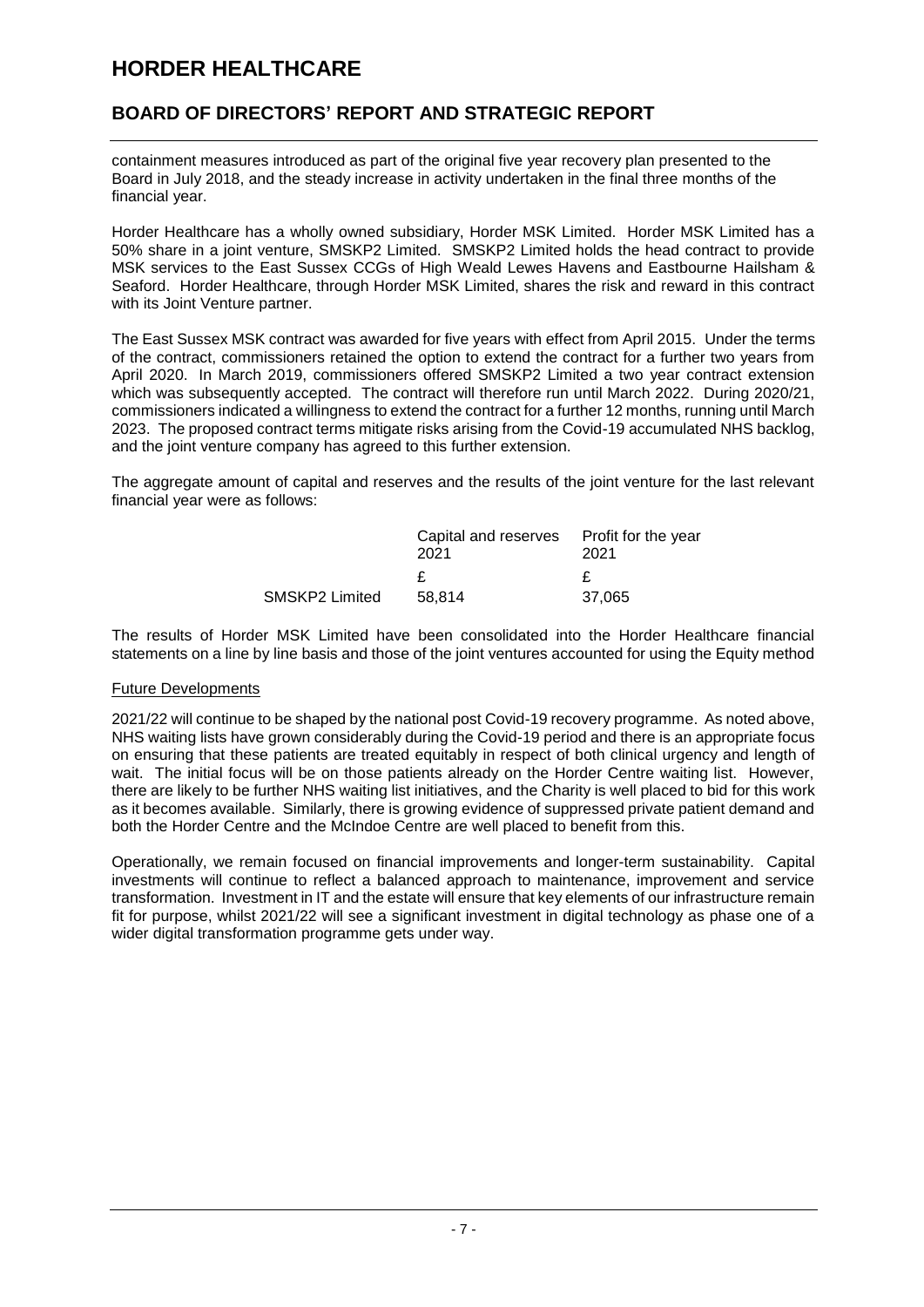containment measures introduced as part of the original five year recovery plan presented to the Board in July 2018, and the steady increase in activity undertaken in the final three months of the financial year.

Horder Healthcare has a wholly owned subsidiary, Horder MSK Limited. Horder MSK Limited has a 50% share in a joint venture, SMSKP2 Limited. SMSKP2 Limited holds the head contract to provide MSK services to the East Sussex CCGs of High Weald Lewes Havens and Eastbourne Hailsham & Seaford. Horder Healthcare, through Horder MSK Limited, shares the risk and reward in this contract with its Joint Venture partner.

The East Sussex MSK contract was awarded for five years with effect from April 2015. Under the terms of the contract, commissioners retained the option to extend the contract for a further two years from April 2020. In March 2019, commissioners offered SMSKP2 Limited a two year contract extension which was subsequently accepted. The contract will therefore run until March 2022. During 2020/21, commissioners indicated a willingness to extend the contract for a further 12 months, running until March 2023. The proposed contract terms mitigate risks arising from the Covid-19 accumulated NHS backlog, and the joint venture company has agreed to this further extension.

The aggregate amount of capital and reserves and the results of the joint venture for the last relevant financial year were as follows:

| | Capital and reserves 2021 | Profit for the year 2021 |
|---|---|---|
| | £ | £ |
| SMSKP2 Limited | 58,814 | 37,065 |

The results of Horder MSK Limited have been consolidated into the Horder Healthcare financial statements on a line by line basis and those of the joint ventures accounted for using the Equity method

## Future Developments

2021/22 will continue to be shaped by the national post Covid-19 recovery programme. As noted above, NHS waiting lists have grown considerably during the Covid-19 period and there is an appropriate focus on ensuring that these patients are treated equitably in respect of both clinical urgency and length of wait. The initial focus will be on those patients already on the Horder Centre waiting list. However, there are likely to be further NHS waiting list initiatives, and the Charity is well placed to bid for this work as it becomes available. Similarly, there is growing evidence of suppressed private patient demand and both the Horder Centre and the McIndoe Centre are well placed to benefit from this.

Operationally, we remain focused on financial improvements and longer-term sustainability. Capital investments will continue to reflect a balanced approach to maintenance, improvement and service transformation. Investment in IT and the estate will ensure that key elements of our infrastructure remain fit for purpose, whilst 2021/22 will see a significant investment in digital technology as phase one of a wider digital transformation programme gets under way.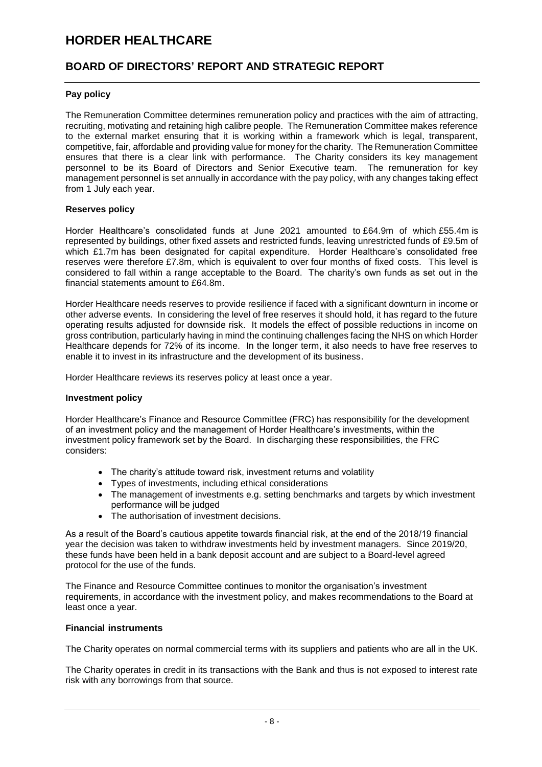# HORDER HEALTHCARE

## BOARD OF DIRECTORS' REPORT AND STRATEGIC REPORT

### Pay policy

The Remuneration Committee determines remuneration policy and practices with the aim of attracting, recruiting, motivating and retaining high calibre people. The Remuneration Committee makes reference to the external market ensuring that it is working within a framework which is legal, transparent, competitive, fair, affordable and providing value for money for the charity. The Remuneration Committee ensures that there is a clear link with performance. The Charity considers its key management personnel to be its Board of Directors and Senior Executive team. The remuneration for key management personnel is set annually in accordance with the pay policy, with any changes taking effect from 1 July each year.

### Reserves policy

Horder Healthcare's consolidated funds at June 2021 amounted to £64.9m of which £55.4m is represented by buildings, other fixed assets and restricted funds, leaving unrestricted funds of £9.5m of which £1.7m has been designated for capital expenditure. Horder Healthcare's consolidated free reserves were therefore £7.8m, which is equivalent to over four months of fixed costs. This level is considered to fall within a range acceptable to the Board. The charity's own funds as set out in the financial statements amount to £64.8m.

Horder Healthcare needs reserves to provide resilience if faced with a significant downturn in income or other adverse events. In considering the level of free reserves it should hold, it has regard to the future operating results adjusted for downside risk. It models the effect of possible reductions in income on gross contribution, particularly having in mind the continuing challenges facing the NHS on which Horder Healthcare depends for 72% of its income. In the longer term, it also needs to have free reserves to enable it to invest in its infrastructure and the development of its business.

Horder Healthcare reviews its reserves policy at least once a year.

### Investment policy

Horder Healthcare's Finance and Resource Committee (FRC) has responsibility for the development of an investment policy and the management of Horder Healthcare's investments, within the investment policy framework set by the Board. In discharging these responsibilities, the FRC considers:

- The charity's attitude toward risk, investment returns and volatility
- Types of investments, including ethical considerations
- The management of investments e.g. setting benchmarks and targets by which investment performance will be judged
- The authorisation of investment decisions.

As a result of the Board's cautious appetite towards financial risk, at the end of the 2018/19 financial year the decision was taken to withdraw investments held by investment managers. Since 2019/20, these funds have been held in a bank deposit account and are subject to a Board-level agreed protocol for the use of the funds.

The Finance and Resource Committee continues to monitor the organisation's investment requirements, in accordance with the investment policy, and makes recommendations to the Board at least once a year.

### Financial instruments

The Charity operates on normal commercial terms with its suppliers and patients who are all in the UK.

The Charity operates in credit in its transactions with the Bank and thus is not exposed to interest rate risk with any borrowings from that source.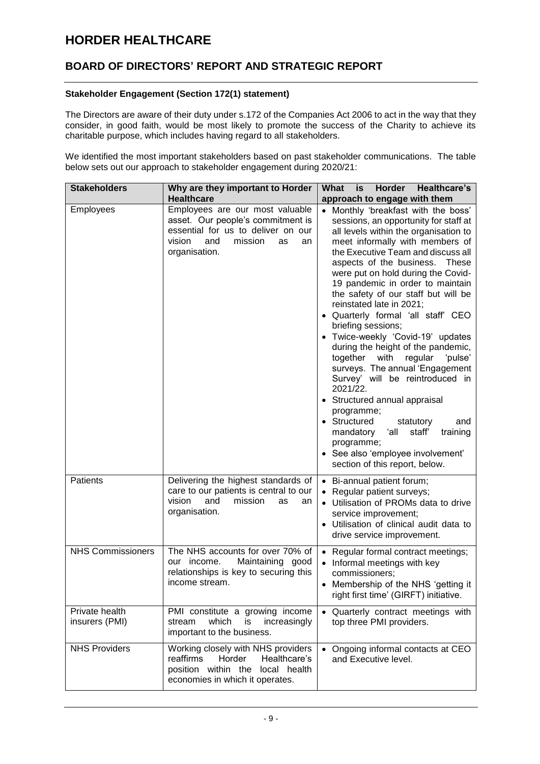# HORDER HEALTHCARE

## BOARD OF DIRECTORS' REPORT AND STRATEGIC REPORT

**Stakeholder Engagement (Section 172(1) statement)**

The Directors are aware of their duty under s.172 of the Companies Act 2006 to act in the way that they consider, in good faith, would be most likely to promote the success of the Charity to achieve its charitable purpose, which includes having regard to all stakeholders.

We identified the most important stakeholders based on past stakeholder communications. The table below sets out our approach to stakeholder engagement during 2020/21:

| Stakeholders | Why are they important to Horder Healthcare | What is Horder Healthcare's approach to engage with them |
|---|---|---|
| Employees | Employees are our most valuable asset. Our people's commitment is essential for us to deliver on our vision and mission as an organisation. | • Monthly 'breakfast with the boss' sessions, an opportunity for staff at all levels within the organisation to meet informally with members of the Executive Team and discuss all aspects of the business. These were put on hold during the Covid-19 pandemic in order to maintain the safety of our staff but will be reinstated late in 2021;<br>• Quarterly formal 'all staff' CEO briefing sessions;<br>• Twice-weekly 'Covid-19' updates during the height of the pandemic, together with regular 'pulse' surveys. The annual 'Engagement Survey' will be reintroduced in 2021/22.<br>• Structured annual appraisal programme;<br>• Structured statutory and mandatory 'all staff' training programme;<br>• See also 'employee involvement' section of this report, below. |
| Patients | Delivering the highest standards of care to our patients is central to our vision and mission as an organisation. | • Bi-annual patient forum;<br>• Regular patient surveys;<br>• Utilisation of PROMs data to drive service improvement;<br>• Utilisation of clinical audit data to drive service improvement. |
| NHS Commissioners | The NHS accounts for over 70% of our income. Maintaining good relationships is key to securing this income stream. | • Regular formal contract meetings;<br>• Informal meetings with key commissioners;<br>• Membership of the NHS 'getting it right first time' (GIRFT) initiative. |
| Private health insurers (PMI) | PMI constitute a growing income stream which is increasingly important to the business. | • Quarterly contract meetings with top three PMI providers. |
| NHS Providers | Working closely with NHS providers reaffirms Horder Healthcare's position within the local health economies in which it operates. | • Ongoing informal contacts at CEO and Executive level. |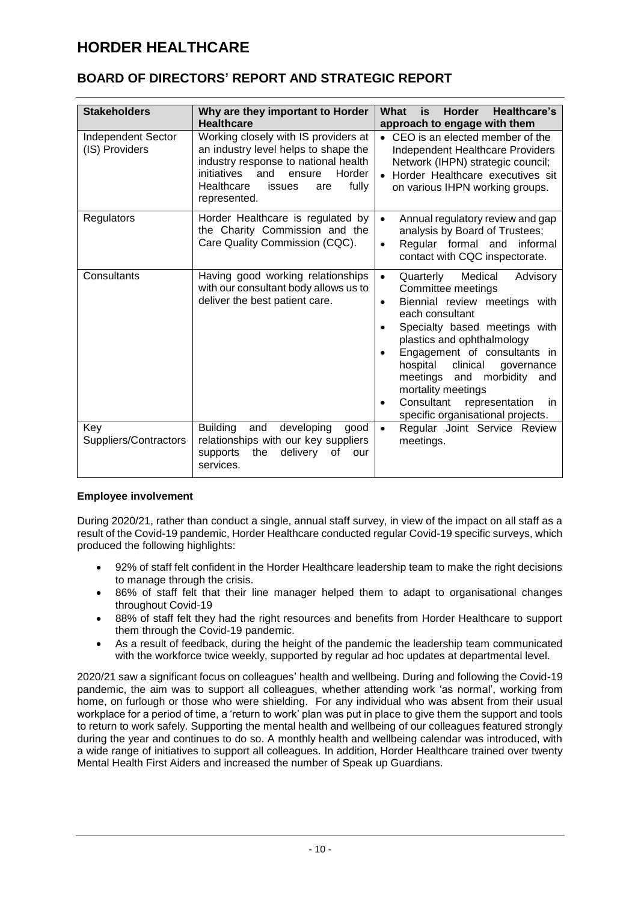# HORDER HEALTHCARE

## BOARD OF DIRECTORS' REPORT AND STRATEGIC REPORT

| Stakeholders | Why are they important to Horder Healthcare | What is Horder Healthcare's approach to engage with them |
|---|---|---|
| Independent Sector (IS) Providers | Working closely with IS providers at an industry level helps to shape the industry response to national health initiatives and ensure Horder Healthcare issues are fully represented. | • CEO is an elected member of the Independent Healthcare Providers Network (IHPN) strategic council;<br>• Horder Healthcare executives sit on various IHPN working groups. |
| Regulators | Horder Healthcare is regulated by the Charity Commission and the Care Quality Commission (CQC). | • Annual regulatory review and gap analysis by Board of Trustees;<br>• Regular formal and informal contact with CQC inspectorate. |
| Consultants | Having good working relationships with our consultant body allows us to deliver the best patient care. | • Quarterly Medical Advisory Committee meetings<br>• Biennial review meetings with each consultant<br>• Specialty based meetings with plastics and ophthalmology<br>• Engagement of consultants in hospital clinical governance meetings and morbidity and mortality meetings<br>• Consultant representation in specific organisational projects. |
| Key Suppliers/Contractors | Building and developing good relationships with our key suppliers supports the delivery of our services. | • Regular Joint Service Review meetings. |

**Employee involvement**

During 2020/21, rather than conduct a single, annual staff survey, in view of the impact on all staff as a result of the Covid-19 pandemic, Horder Healthcare conducted regular Covid-19 specific surveys, which produced the following highlights:

- 92% of staff felt confident in the Horder Healthcare leadership team to make the right decisions to manage through the crisis.
- 86% of staff felt that their line manager helped them to adapt to organisational changes throughout Covid-19
- 88% of staff felt they had the right resources and benefits from Horder Healthcare to support them through the Covid-19 pandemic.
- As a result of feedback, during the height of the pandemic the leadership team communicated with the workforce twice weekly, supported by regular ad hoc updates at departmental level.

2020/21 saw a significant focus on colleagues' health and wellbeing. During and following the Covid-19 pandemic, the aim was to support all colleagues, whether attending work 'as normal', working from home, on furlough or those who were shielding. For any individual who was absent from their usual workplace for a period of time, a 'return to work' plan was put in place to give them the support and tools to return to work safely. Supporting the mental health and wellbeing of our colleagues featured strongly during the year and continues to do so. A monthly health and wellbeing calendar was introduced, with a wide range of initiatives to support all colleagues. In addition, Horder Healthcare trained over twenty Mental Health First Aiders and increased the number of Speak up Guardians.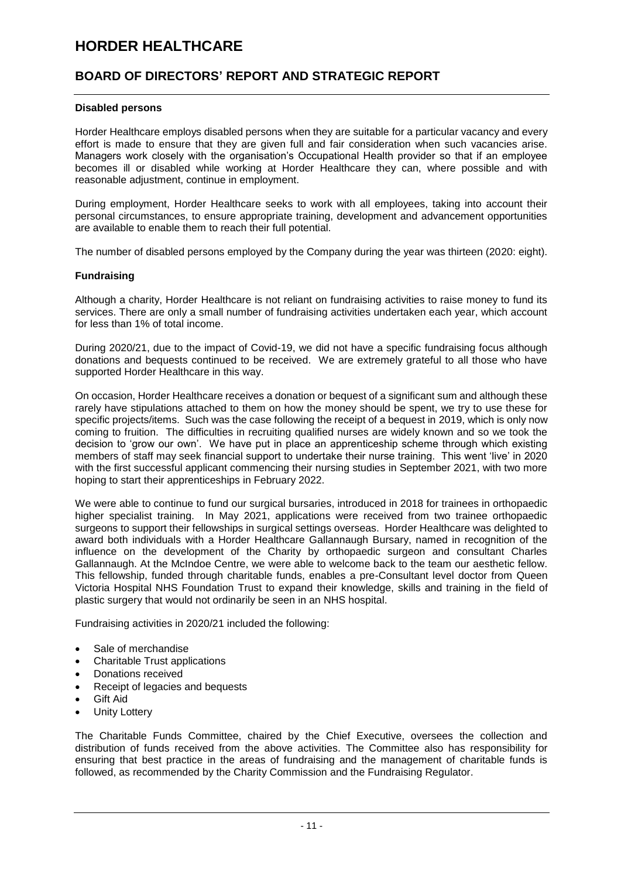### Disabled persons

Horder Healthcare employs disabled persons when they are suitable for a particular vacancy and every effort is made to ensure that they are given full and fair consideration when such vacancies arise. Managers work closely with the organisation's Occupational Health provider so that if an employee becomes ill or disabled while working at Horder Healthcare they can, where possible and with reasonable adjustment, continue in employment.

During employment, Horder Healthcare seeks to work with all employees, taking into account their personal circumstances, to ensure appropriate training, development and advancement opportunities are available to enable them to reach their full potential.

The number of disabled persons employed by the Company during the year was thirteen (2020: eight).

### Fundraising

Although a charity, Horder Healthcare is not reliant on fundraising activities to raise money to fund its services. There are only a small number of fundraising activities undertaken each year, which account for less than 1% of total income.

During 2020/21, due to the impact of Covid-19, we did not have a specific fundraising focus although donations and bequests continued to be received. We are extremely grateful to all those who have supported Horder Healthcare in this way.

On occasion, Horder Healthcare receives a donation or bequest of a significant sum and although these rarely have stipulations attached to them on how the money should be spent, we try to use these for specific projects/items. Such was the case following the receipt of a bequest in 2019, which is only now coming to fruition. The difficulties in recruiting qualified nurses are widely known and so we took the decision to 'grow our own'. We have put in place an apprenticeship scheme through which existing members of staff may seek financial support to undertake their nurse training. This went 'live' in 2020 with the first successful applicant commencing their nursing studies in September 2021, with two more hoping to start their apprenticeships in February 2022.

We were able to continue to fund our surgical bursaries, introduced in 2018 for trainees in orthopaedic higher specialist training. In May 2021, applications were received from two trainee orthopaedic surgeons to support their fellowships in surgical settings overseas. Horder Healthcare was delighted to award both individuals with a Horder Healthcare Gallannaugh Bursary, named in recognition of the influence on the development of the Charity by orthopaedic surgeon and consultant Charles Gallannaugh. At the McIndoe Centre, we were able to welcome back to the team our aesthetic fellow. This fellowship, funded through charitable funds, enables a pre-Consultant level doctor from Queen Victoria Hospital NHS Foundation Trust to expand their knowledge, skills and training in the field of plastic surgery that would not ordinarily be seen in an NHS hospital.

Fundraising activities in 2020/21 included the following:

- Sale of merchandise
- Charitable Trust applications
- Donations received
- Receipt of legacies and bequests
- Gift Aid
- Unity Lottery

The Charitable Funds Committee, chaired by the Chief Executive, oversees the collection and distribution of funds received from the above activities. The Committee also has responsibility for ensuring that best practice in the areas of fundraising and the management of charitable funds is followed, as recommended by the Charity Commission and the Fundraising Regulator.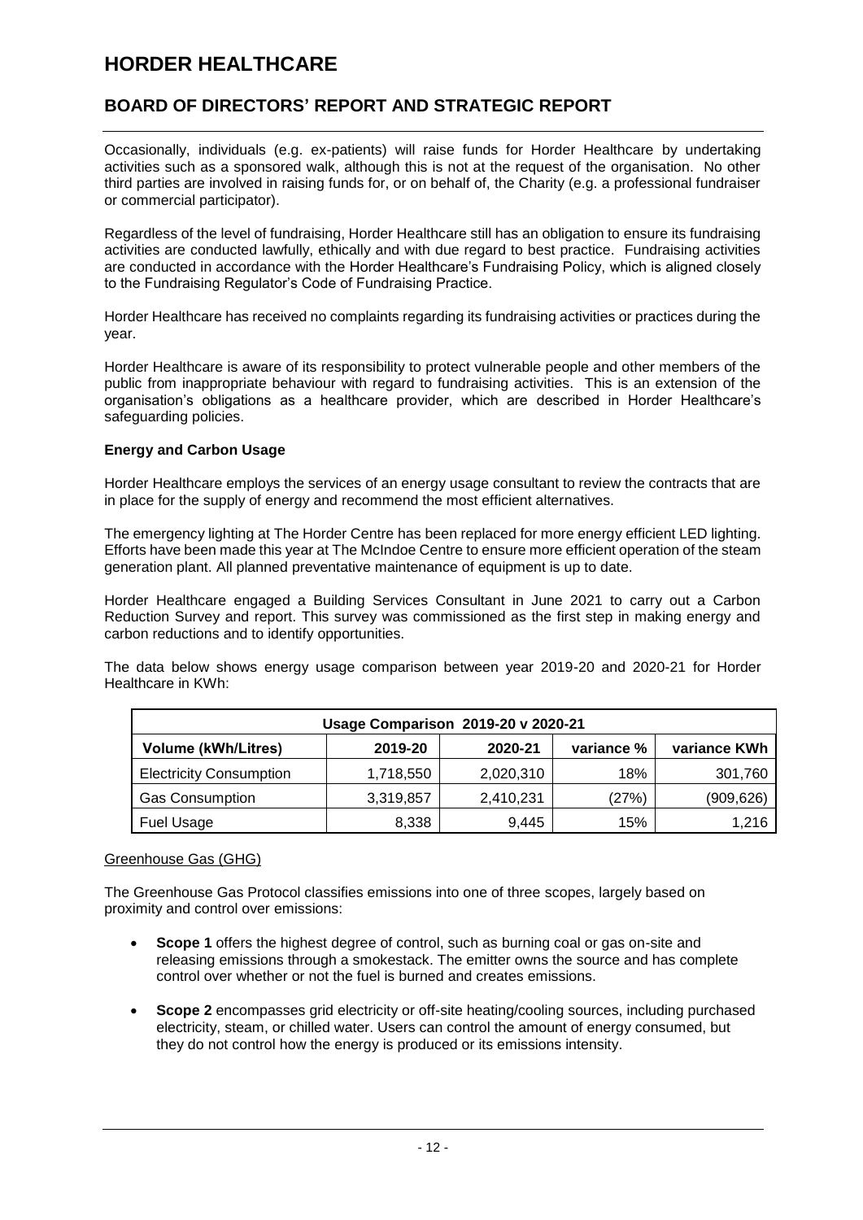Occasionally, individuals (e.g. ex-patients) will raise funds for Horder Healthcare by undertaking activities such as a sponsored walk, although this is not at the request of the organisation. No other third parties are involved in raising funds for, or on behalf of, the Charity (e.g. a professional fundraiser or commercial participator).

Regardless of the level of fundraising, Horder Healthcare still has an obligation to ensure its fundraising activities are conducted lawfully, ethically and with due regard to best practice. Fundraising activities are conducted in accordance with the Horder Healthcare's Fundraising Policy, which is aligned closely to the Fundraising Regulator's Code of Fundraising Practice.

Horder Healthcare has received no complaints regarding its fundraising activities or practices during the year.

Horder Healthcare is aware of its responsibility to protect vulnerable people and other members of the public from inappropriate behaviour with regard to fundraising activities. This is an extension of the organisation's obligations as a healthcare provider, which are described in Horder Healthcare's safeguarding policies.

**Energy and Carbon Usage**

Horder Healthcare employs the services of an energy usage consultant to review the contracts that are in place for the supply of energy and recommend the most efficient alternatives.

The emergency lighting at The Horder Centre has been replaced for more energy efficient LED lighting. Efforts have been made this year at The McIndoe Centre to ensure more efficient operation of the steam generation plant. All planned preventative maintenance of equipment is up to date.

Horder Healthcare engaged a Building Services Consultant in June 2021 to carry out a Carbon Reduction Survey and report. This survey was commissioned as the first step in making energy and carbon reductions and to identify opportunities.

The data below shows energy usage comparison between year 2019-20 and 2020-21 for Horder Healthcare in KWh:

| Usage Comparison 2019-20 v 2020-21 | | | | |
|---|---|---|---|---|
| **Volume (kWh/Litres)** | **2019-20** | **2020-21** | **variance %** | **variance KWh** |
| Electricity Consumption | 1,718,550 | 2,020,310 | 18% | 301,760 |
| Gas Consumption | 3,319,857 | 2,410,231 | (27%) | (909,626) |
| Fuel Usage | 8,338 | 9,445 | 15% | 1,216 |

Greenhouse Gas (GHG)

The Greenhouse Gas Protocol classifies emissions into one of three scopes, largely based on proximity and control over emissions:

- **Scope 1** offers the highest degree of control, such as burning coal or gas on-site and releasing emissions through a smokestack. The emitter owns the source and has complete control over whether or not the fuel is burned and creates emissions.
- **Scope 2** encompasses grid electricity or off-site heating/cooling sources, including purchased electricity, steam, or chilled water. Users can control the amount of energy consumed, but they do not control how the energy is produced or its emissions intensity.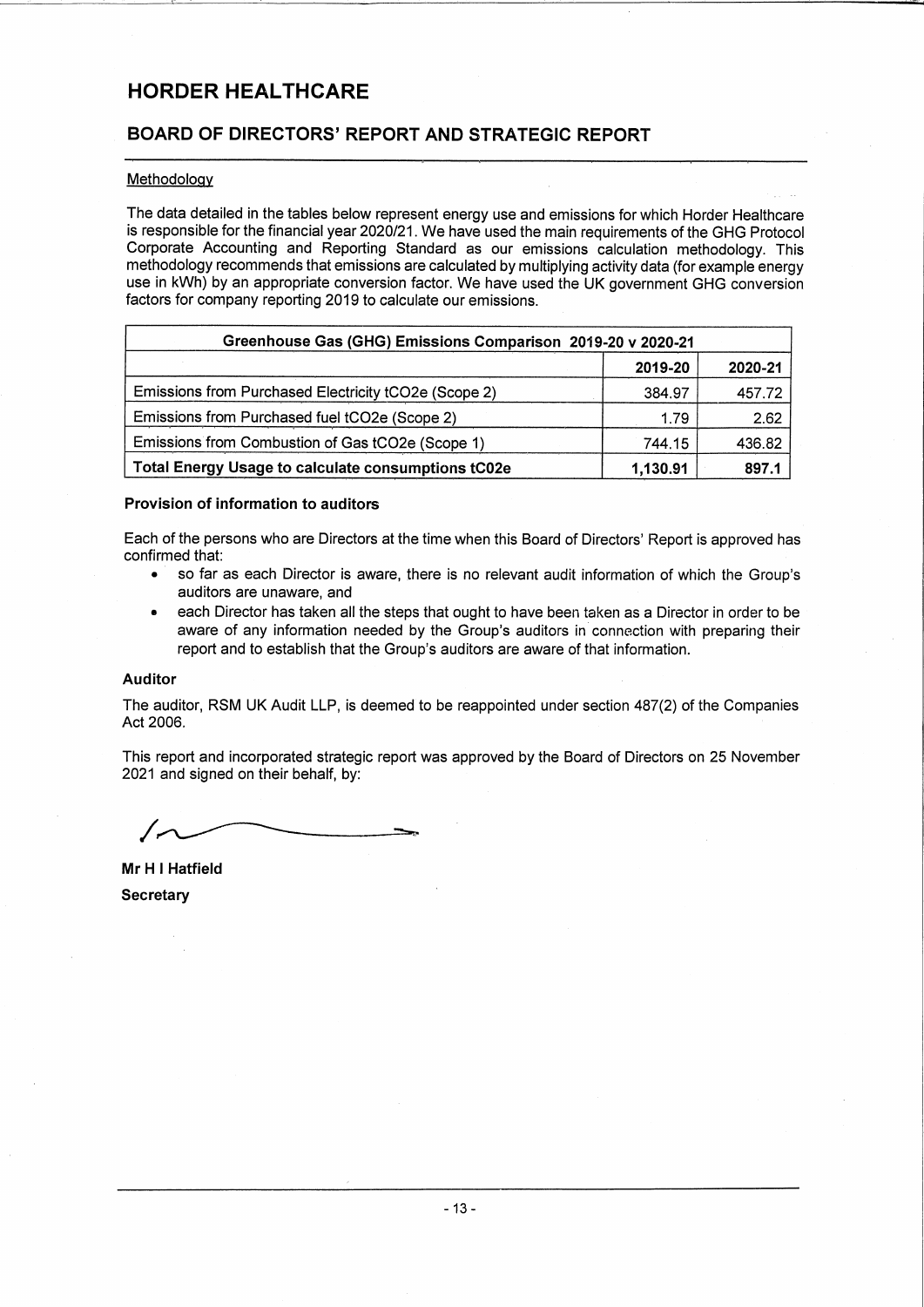# HORDER HEALTHCARE

## BOARD OF DIRECTORS' REPORT AND STRATEGIC REPORT

Methodology

The data detailed in the tables below represent energy use and emissions for which Horder Healthcare is responsible for the financial year 2020/21. We have used the main requirements of the GHG Protocol Corporate Accounting and Reporting Standard as our emissions calculation methodology. This methodology recommends that emissions are calculated by multiplying activity data (for example energy use in kWh) by an appropriate conversion factor. We have used the UK government GHG conversion factors for company reporting 2019 to calculate our emissions.

| Greenhouse Gas (GHG) Emissions Comparison 2019-20 v 2020-21 | | |
|---|---|---|
| | **2019-20** | **2020-21** |
| Emissions from Purchased Electricity tCO2e (Scope 2) | 384.97 | 457.72 |
| Emissions from Purchased fuel tCO2e (Scope 2) | 1.79 | 2.62 |
| Emissions from Combustion of Gas tCO2e (Scope 1) | 744.15 | 436.82 |
| **Total Energy Usage to calculate consumptions tC02e** | **1,130.91** | **897.1** |

**Provision of information to auditors**

Each of the persons who are Directors at the time when this Board of Directors' Report is approved has confirmed that:

- so far as each Director is aware, there is no relevant audit information of which the Group's auditors are unaware, and
- each Director has taken all the steps that ought to have been taken as a Director in order to be aware of any information needed by the Group's auditors in connection with preparing their report and to establish that the Group's auditors are aware of that information.

**Auditor**

The auditor, RSM UK Audit LLP, is deemed to be reappointed under section 487(2) of the Companies Act 2006.

This report and incorporated strategic report was approved by the Board of Directors on 25 November 2021 and signed on their behalf, by:

**Mr H I Hatfield**

**Secretary**